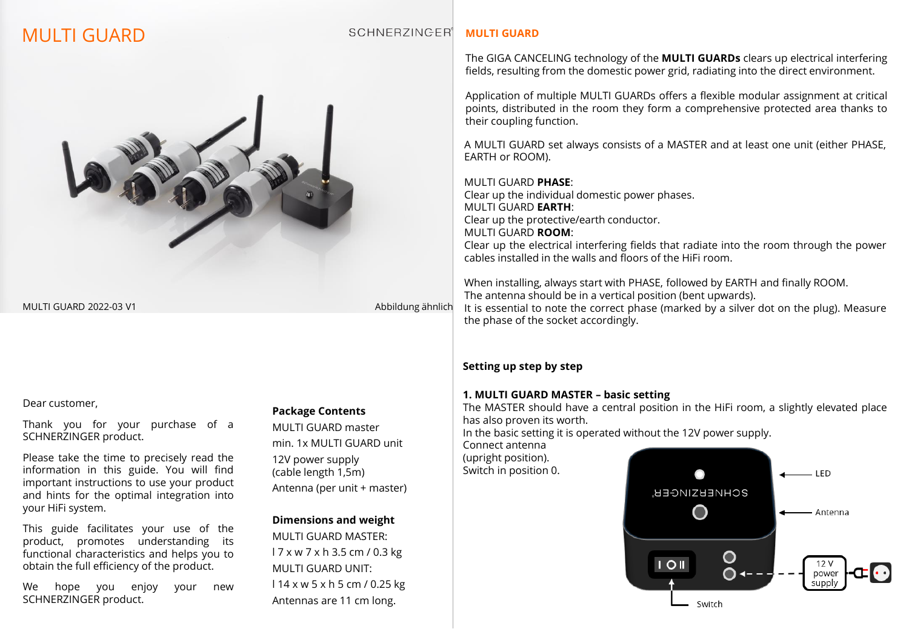# MULTI GUARD

MULTI GUARD 2022-03 V1

Abbildung ähnlich

Dear customer,

Thank you for your purchase of a SCHNERZINGER product.

Please take the time to precisely read the information in this guide. You will find important instructions to use your product and hints for the optimal integration into your HiFi system.

This guide facilitates your use of the product, promotes understanding its functional characteristics and helps you to obtain the full efficiency of the product.

We hope you enjoy your new SCHNERZINGER product.

**Package Contents**

MULTI GUARD master

min. 1x MULTI GUARD unit

12V power supply
(cable length 1,5m)

Antenna (per unit + master)

**Dimensions and weight**

MULTI GUARD MASTER:

l 7 x w 7 x h 3.5 cm / 0.3 kg

MULTI GUARD UNIT:

l 14 x w 5 x h 5 cm / 0.25 kg

Antennas are 11 cm long.

## MULTI GUARD

The GIGA CANCELING technology of the **MULTI GUARDs** clears up electrical interfering fields, resulting from the domestic power grid, radiating into the direct environment.

Application of multiple MULTI GUARDs offers a flexible modular assignment at critical points, distributed in the room they form a comprehensive protected area thanks to their coupling function.

A MULTI GUARD set always consists of a MASTER and at least one unit (either PHASE, EARTH or ROOM).

MULTI GUARD **PHASE**:
Clear up the individual domestic power phases.
MULTI GUARD **EARTH**:
Clear up the protective/earth conductor.
MULTI GUARD **ROOM**:
Clear up the electrical interfering fields that radiate into the room through the power cables installed in the walls and floors of the HiFi room.

When installing, always start with PHASE, followed by EARTH and finally ROOM.
The antenna should be in a vertical position (bent upwards).
It is essential to note the correct phase (marked by a silver dot on the plug). Measure the phase of the socket accordingly.

**Setting up step by step**

**1. MULTI GUARD MASTER – basic setting**
The MASTER should have a central position in the HiFi room, a slightly elevated place has also proven its worth.
In the basic setting it is operated without the 12V power supply.
Connect antenna
(upright position).
Switch in position 0.

LED

Antenna

12 V power supply

Switch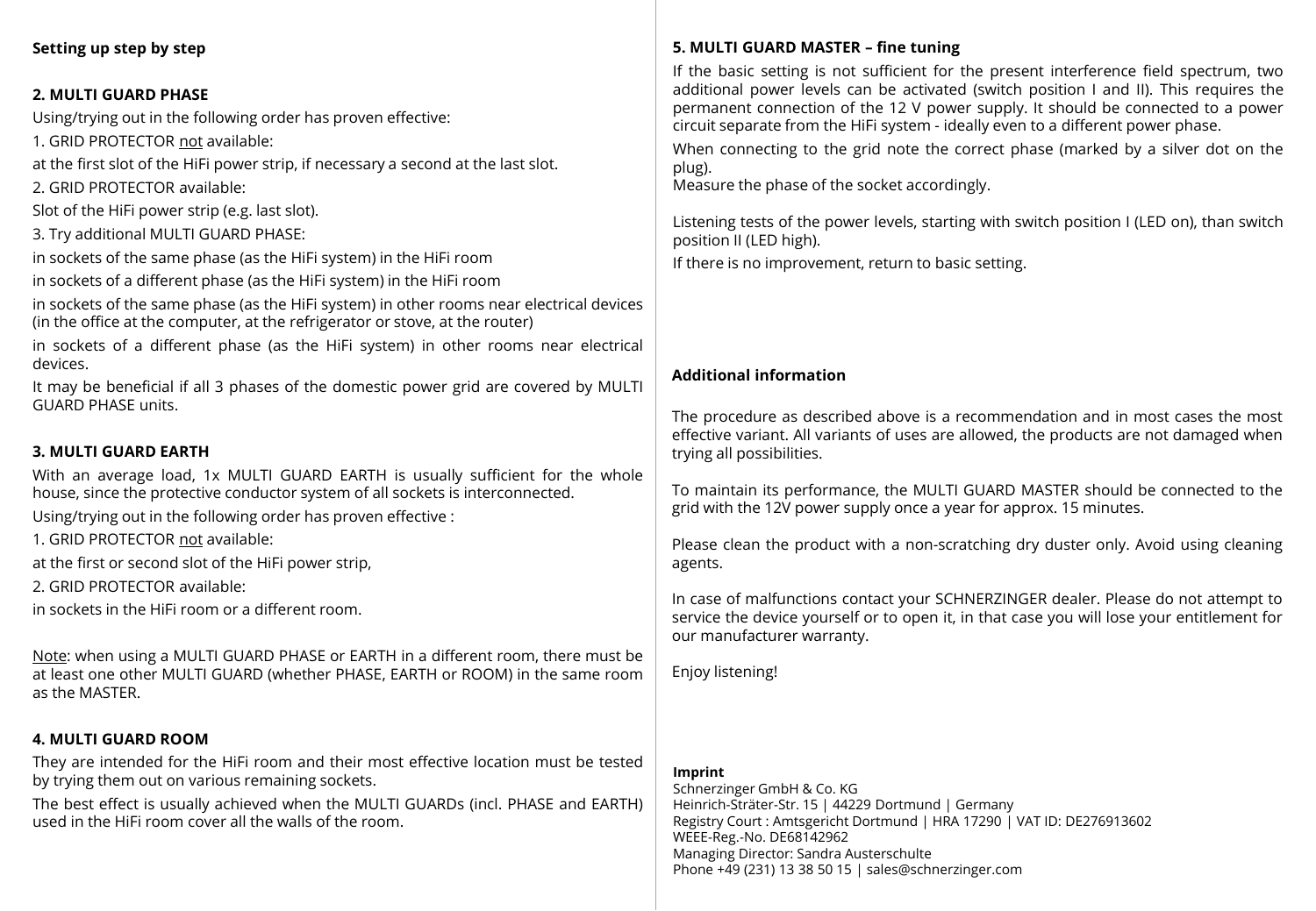**Setting up step by step**

## 2. MULTI GUARD PHASE

Using/trying out in the following order has proven effective:

1. GRID PROTECTOR not available:

at the first slot of the HiFi power strip, if necessary a second at the last slot.

2. GRID PROTECTOR available:

Slot of the HiFi power strip (e.g. last slot).

3. Try additional MULTI GUARD PHASE:

in sockets of the same phase (as the HiFi system) in the HiFi room

in sockets of a different phase (as the HiFi system) in the HiFi room

in sockets of the same phase (as the HiFi system) in other rooms near electrical devices (in the office at the computer, at the refrigerator or stove, at the router)

in sockets of a different phase (as the HiFi system) in other rooms near electrical devices.

It may be beneficial if all 3 phases of the domestic power grid are covered by MULTI GUARD PHASE units.

## 3. MULTI GUARD EARTH

With an average load, 1x MULTI GUARD EARTH is usually sufficient for the whole house, since the protective conductor system of all sockets is interconnected.

Using/trying out in the following order has proven effective :

1. GRID PROTECTOR not available:

at the first or second slot of the HiFi power strip,

2. GRID PROTECTOR available:

in sockets in the HiFi room or a different room.

Note: when using a MULTI GUARD PHASE or EARTH in a different room, there must be at least one other MULTI GUARD (whether PHASE, EARTH or ROOM) in the same room as the MASTER.

## 4. MULTI GUARD ROOM

They are intended for the HiFi room and their most effective location must be tested by trying them out on various remaining sockets.

The best effect is usually achieved when the MULTI GUARDs (incl. PHASE and EARTH) used in the HiFi room cover all the walls of the room.

## 5. MULTI GUARD MASTER – fine tuning

If the basic setting is not sufficient for the present interference field spectrum, two additional power levels can be activated (switch position I and II). This requires the permanent connection of the 12 V power supply. It should be connected to a power circuit separate from the HiFi system - ideally even to a different power phase.

When connecting to the grid note the correct phase (marked by a silver dot on the plug).
Measure the phase of the socket accordingly.

Listening tests of the power levels, starting with switch position I (LED on), than switch position II (LED high).

If there is no improvement, return to basic setting.

## Additional information

The procedure as described above is a recommendation and in most cases the most effective variant. All variants of uses are allowed, the products are not damaged when trying all possibilities.

To maintain its performance, the MULTI GUARD MASTER should be connected to the grid with the 12V power supply once a year for approx. 15 minutes.

Please clean the product with a non-scratching dry duster only. Avoid using cleaning agents.

In case of malfunctions contact your SCHNERZINGER dealer. Please do not attempt to service the device yourself or to open it, in that case you will lose your entitlement for our manufacturer warranty.

Enjoy listening!

**Imprint**
Schnerzinger GmbH & Co. KG
Heinrich-Sträter-Str. 15 | 44229 Dortmund | Germany
Registry Court : Amtsgericht Dortmund | HRA 17290 | VAT ID: DE276913602
WEEE-Reg.-No. DE68142962
Managing Director: Sandra Austerschulte
Phone +49 (231) 13 38 50 15 | sales@schnerzinger.com